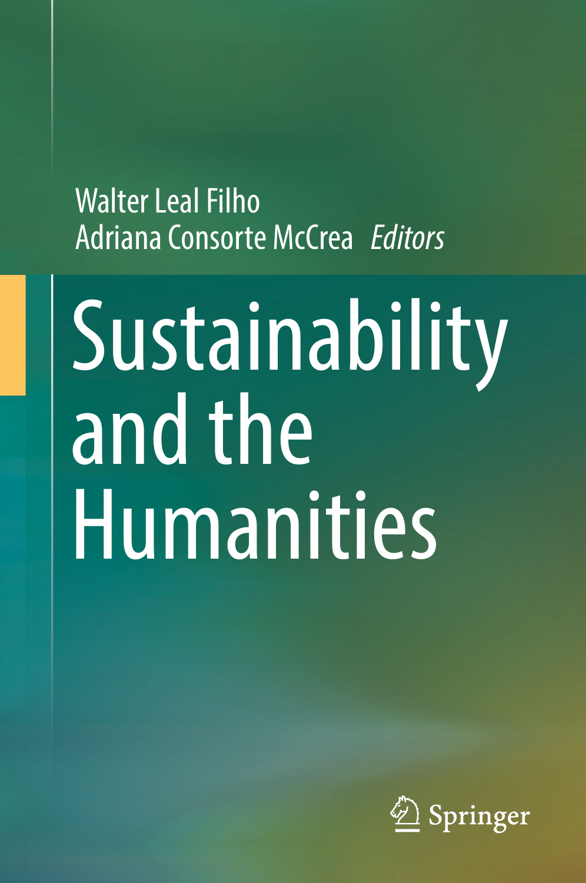Walter Leal Filho
Adriana Consorte McCrea *Editors*

# Sustainability and the Humanities

Springer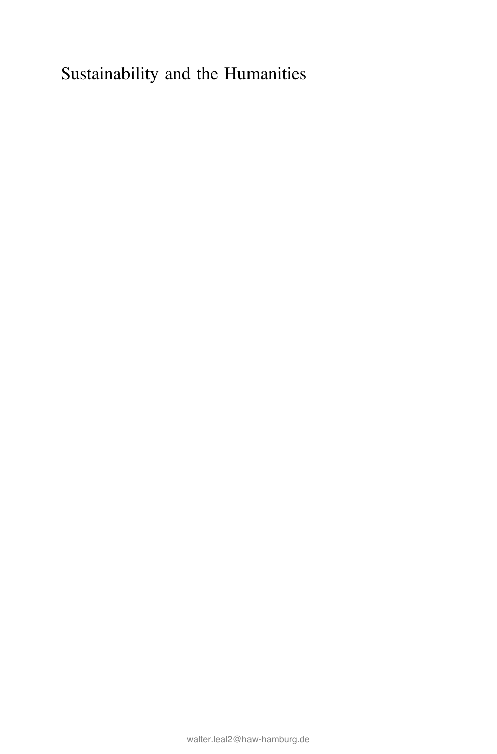# Sustainability and the Humanities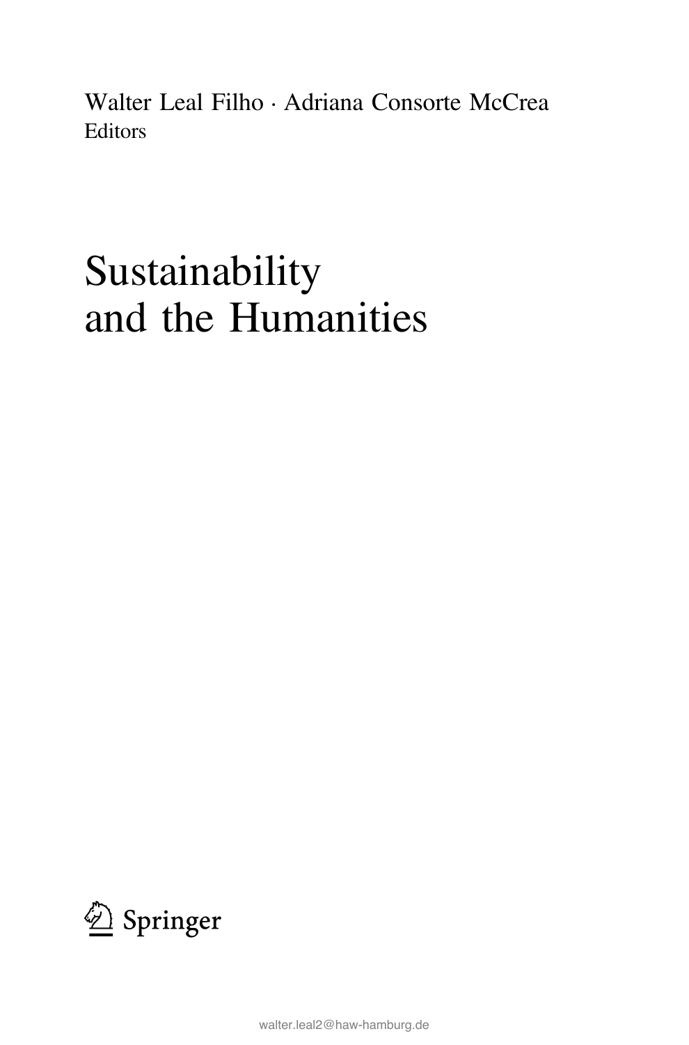Walter Leal Filho · Adriana Consorte McCrea
Editors

# Sustainability and the Humanities

Springer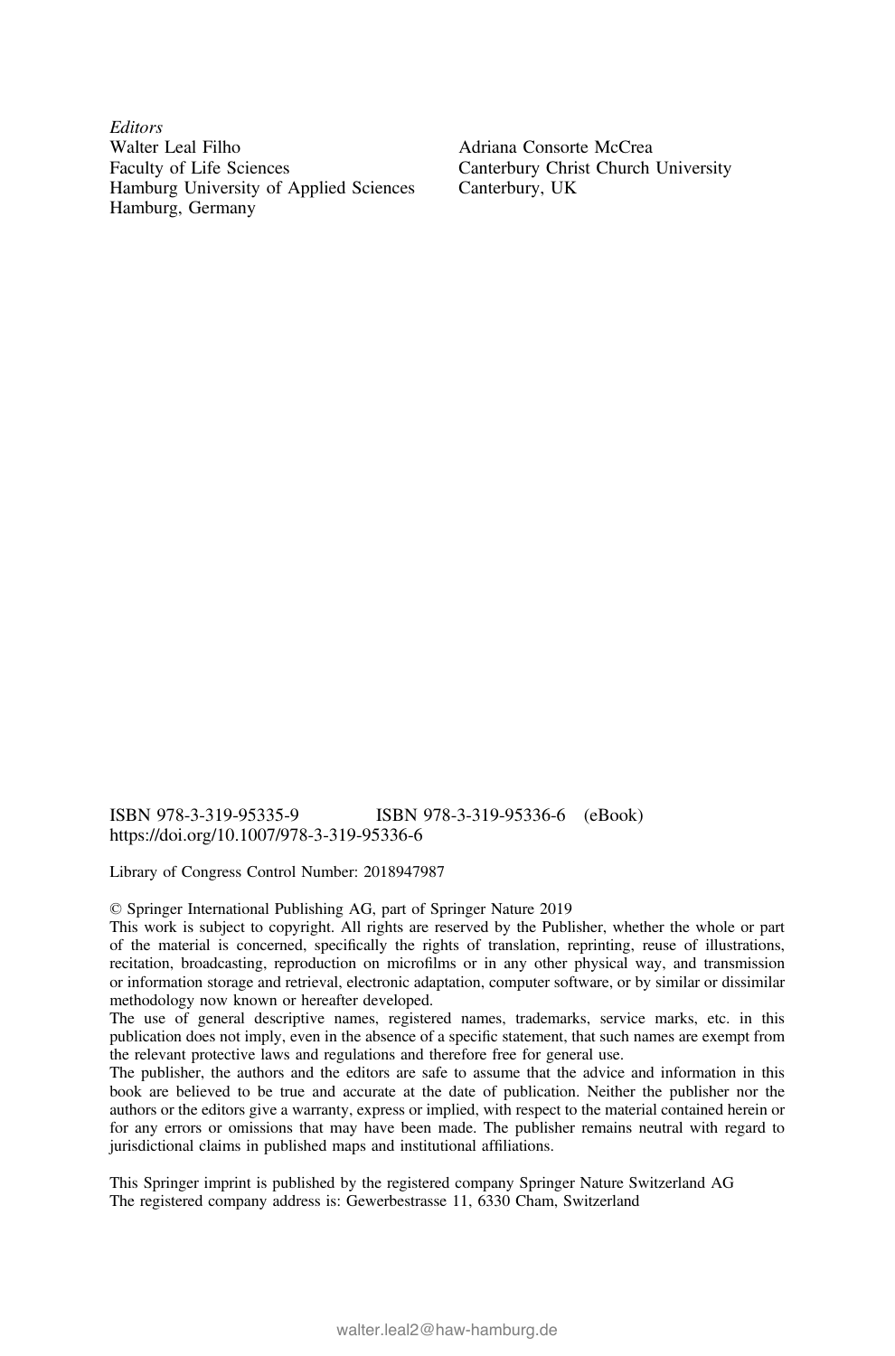*Editors*

Walter Leal Filho
Faculty of Life Sciences
Hamburg University of Applied Sciences
Hamburg, Germany

Adriana Consorte McCrea
Canterbury Christ Church University
Canterbury, UK

ISBN 978-3-319-95335-9 ISBN 978-3-319-95336-6 (eBook)
https://doi.org/10.1007/978-3-319-95336-6

Library of Congress Control Number: 2018947987

© Springer International Publishing AG, part of Springer Nature 2019

This work is subject to copyright. All rights are reserved by the Publisher, whether the whole or part of the material is concerned, specifically the rights of translation, reprinting, reuse of illustrations, recitation, broadcasting, reproduction on microfilms or in any other physical way, and transmission or information storage and retrieval, electronic adaptation, computer software, or by similar or dissimilar methodology now known or hereafter developed.

The use of general descriptive names, registered names, trademarks, service marks, etc. in this publication does not imply, even in the absence of a specific statement, that such names are exempt from the relevant protective laws and regulations and therefore free for general use.

The publisher, the authors and the editors are safe to assume that the advice and information in this book are believed to be true and accurate at the date of publication. Neither the publisher nor the authors or the editors give a warranty, express or implied, with respect to the material contained herein or for any errors or omissions that may have been made. The publisher remains neutral with regard to jurisdictional claims in published maps and institutional affiliations.

This Springer imprint is published by the registered company Springer Nature Switzerland AG
The registered company address is: Gewerbestrasse 11, 6330 Cham, Switzerland

walter.leal2@haw-hamburg.de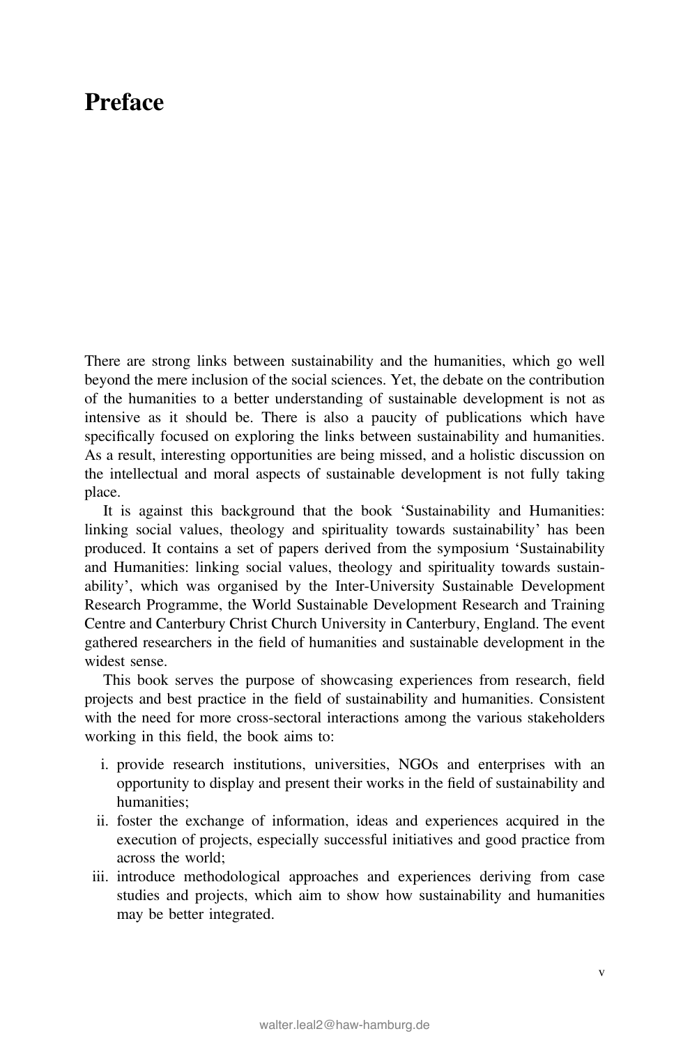# Preface

There are strong links between sustainability and the humanities, which go well beyond the mere inclusion of the social sciences. Yet, the debate on the contribution of the humanities to a better understanding of sustainable development is not as intensive as it should be. There is also a paucity of publications which have specifically focused on exploring the links between sustainability and humanities. As a result, interesting opportunities are being missed, and a holistic discussion on the intellectual and moral aspects of sustainable development is not fully taking place.

It is against this background that the book 'Sustainability and Humanities: linking social values, theology and spirituality towards sustainability' has been produced. It contains a set of papers derived from the symposium 'Sustainability and Humanities: linking social values, theology and spirituality towards sustainability', which was organised by the Inter-University Sustainable Development Research Programme, the World Sustainable Development Research and Training Centre and Canterbury Christ Church University in Canterbury, England. The event gathered researchers in the field of humanities and sustainable development in the widest sense.

This book serves the purpose of showcasing experiences from research, field projects and best practice in the field of sustainability and humanities. Consistent with the need for more cross-sectoral interactions among the various stakeholders working in this field, the book aims to:

i. provide research institutions, universities, NGOs and enterprises with an opportunity to display and present their works in the field of sustainability and humanities;
ii. foster the exchange of information, ideas and experiences acquired in the execution of projects, especially successful initiatives and good practice from across the world;
iii. introduce methodological approaches and experiences deriving from case studies and projects, which aim to show how sustainability and humanities may be better integrated.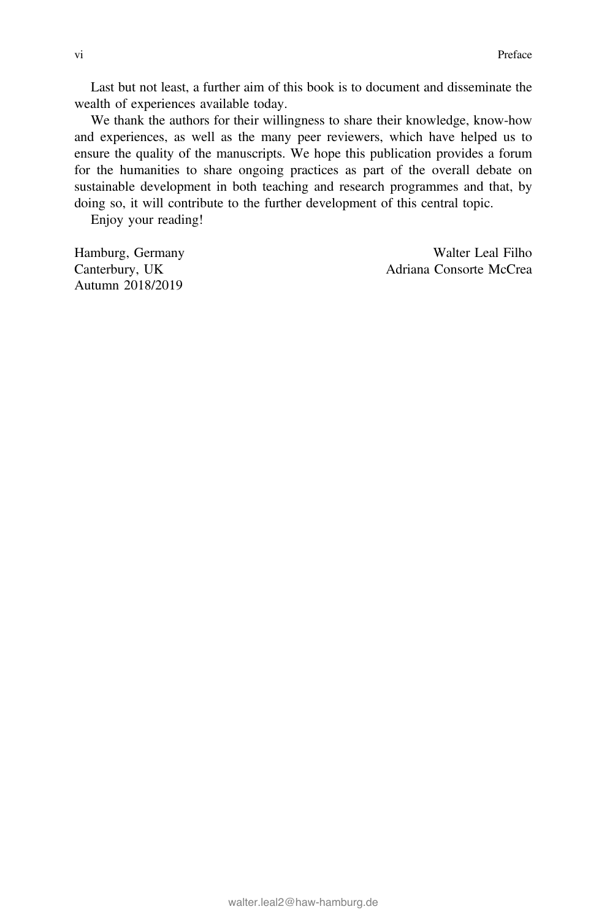Last but not least, a further aim of this book is to document and disseminate the wealth of experiences available today.

We thank the authors for their willingness to share their knowledge, know-how and experiences, as well as the many peer reviewers, which have helped us to ensure the quality of the manuscripts. We hope this publication provides a forum for the humanities to share ongoing practices as part of the overall debate on sustainable development in both teaching and research programmes and that, by doing so, it will contribute to the further development of this central topic.

Enjoy your reading!

Hamburg, Germany — Walter Leal Filho
Canterbury, UK — Adriana Consorte McCrea
Autumn 2018/2019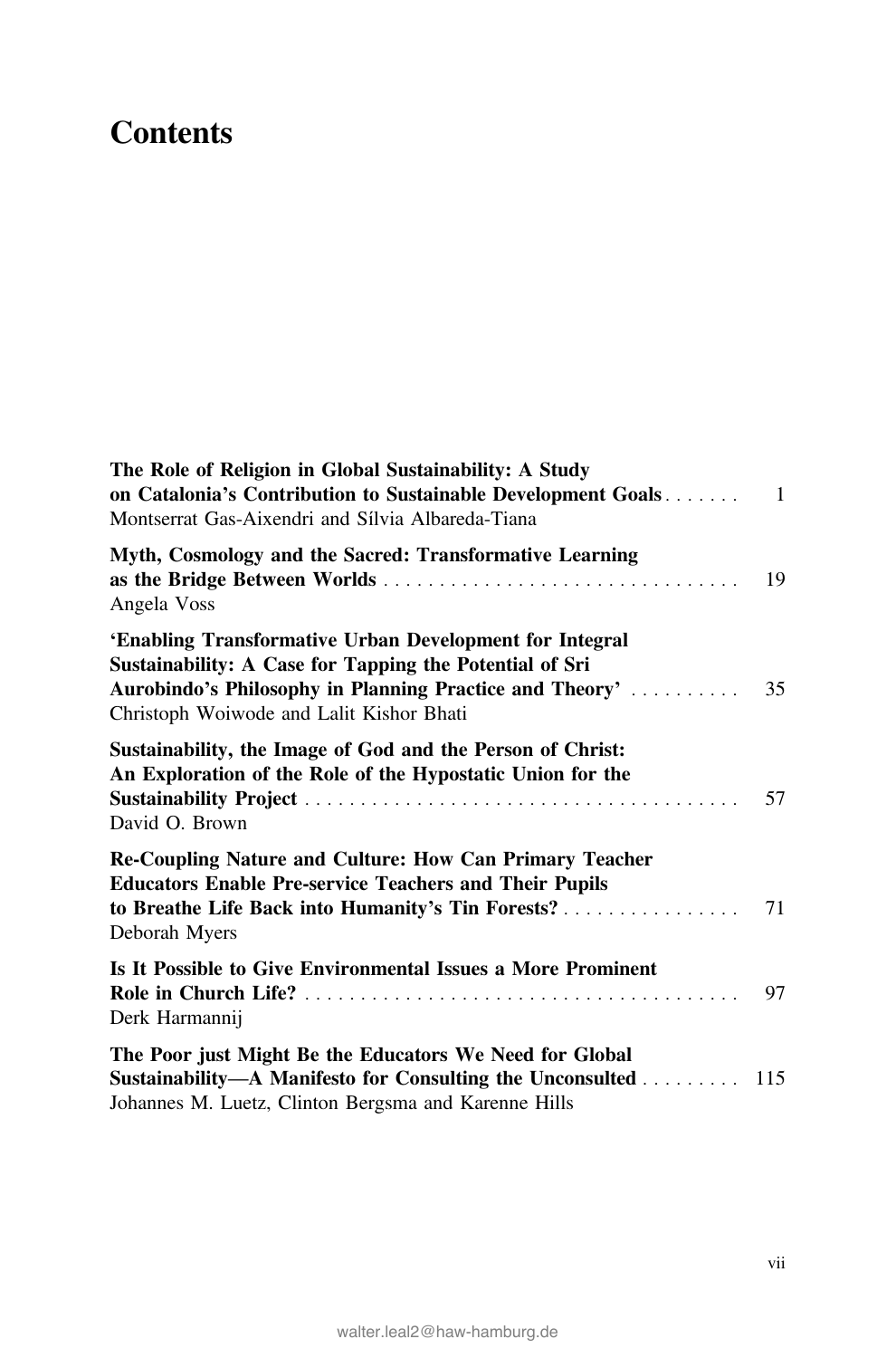# Contents

**The Role of Religion in Global Sustainability: A Study on Catalonia's Contribution to Sustainable Development Goals** ....... 1
Montserrat Gas-Aixendri and Sílvia Albareda-Tiana

**Myth, Cosmology and the Sacred: Transformative Learning as the Bridge Between Worlds** ................................ 19
Angela Voss

**'Enabling Transformative Urban Development for Integral Sustainability: A Case for Tapping the Potential of Sri Aurobindo's Philosophy in Planning Practice and Theory'** .......... 35
Christoph Woiwode and Lalit Kishor Bhati

**Sustainability, the Image of God and the Person of Christ: An Exploration of the Role of the Hypostatic Union for the Sustainability Project** ....................................... 57
David O. Brown

**Re-Coupling Nature and Culture: How Can Primary Teacher Educators Enable Pre-service Teachers and Their Pupils to Breathe Life Back into Humanity's Tin Forests?** ................ 71
Deborah Myers

**Is It Possible to Give Environmental Issues a More Prominent Role in Church Life?** ....................................... 97
Derk Harmannij

**The Poor just Might Be the Educators We Need for Global Sustainability—A Manifesto for Consulting the Unconsulted** ......... 115
Johannes M. Luetz, Clinton Bergsma and Karenne Hills

walter.leal2@haw-hamburg.de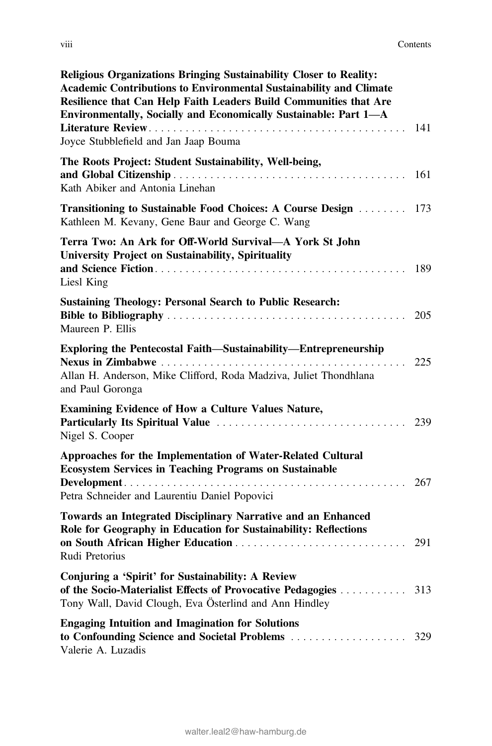**Religious Organizations Bringing Sustainability Closer to Reality: Academic Contributions to Environmental Sustainability and Climate Resilience that Can Help Faith Leaders Build Communities that Are Environmentally, Socially and Economically Sustainable: Part 1—A Literature Review** . . . . . . . . . . 141
Joyce Stubblefield and Jan Jaap Bouma

**The Roots Project: Student Sustainability, Well-being, and Global Citizenship** . . . . . . . . . . 161
Kath Abiker and Antonia Linehan

**Transitioning to Sustainable Food Choices: A Course Design** . . . . . . . . 173
Kathleen M. Kevany, Gene Baur and George C. Wang

**Terra Two: An Ark for Off-World Survival—A York St John University Project on Sustainability, Spirituality and Science Fiction** . . . . . . . . . . 189
Liesl King

**Sustaining Theology: Personal Search to Public Research: Bible to Bibliography** . . . . . . . . . . 205
Maureen P. Ellis

**Exploring the Pentecostal Faith—Sustainability—Entrepreneurship Nexus in Zimbabwe** . . . . . . . . . . 225
Allan H. Anderson, Mike Clifford, Roda Madziva, Juliet Thondhlana and Paul Goronga

**Examining Evidence of How a Culture Values Nature, Particularly Its Spiritual Value** . . . . . . . . . . 239
Nigel S. Cooper

**Approaches for the Implementation of Water-Related Cultural Ecosystem Services in Teaching Programs on Sustainable Development** . . . . . . . . . . 267
Petra Schneider and Laurentiu Daniel Popovici

**Towards an Integrated Disciplinary Narrative and an Enhanced Role for Geography in Education for Sustainability: Reflections on South African Higher Education** . . . . . . . . . . 291
Rudi Pretorius

**Conjuring a 'Spirit' for Sustainability: A Review of the Socio-Materialist Effects of Provocative Pedagogies** . . . . . . . . . . 313
Tony Wall, David Clough, Eva Österlind and Ann Hindley

**Engaging Intuition and Imagination for Solutions to Confounding Science and Societal Problems** . . . . . . . . . . 329
Valerie A. Luzadis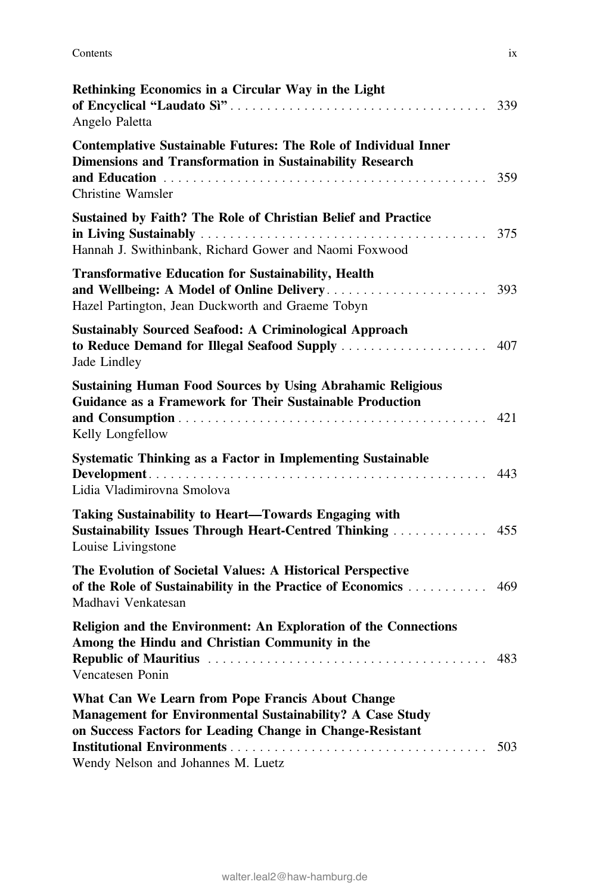**Rethinking Economics in a Circular Way in the Light of Encyclical "Laudato Sì"** . . . . . . . . . . 339
Angelo Paletta

**Contemplative Sustainable Futures: The Role of Individual Inner Dimensions and Transformation in Sustainability Research and Education** . . . . . . . . . . 359
Christine Wamsler

**Sustained by Faith? The Role of Christian Belief and Practice in Living Sustainably** . . . . . . . . . . 375
Hannah J. Swithinbank, Richard Gower and Naomi Foxwood

**Transformative Education for Sustainability, Health and Wellbeing: A Model of Online Delivery** . . . . . . . . . . 393
Hazel Partington, Jean Duckworth and Graeme Tobyn

**Sustainably Sourced Seafood: A Criminological Approach to Reduce Demand for Illegal Seafood Supply** . . . . . . . . . . 407
Jade Lindley

**Sustaining Human Food Sources by Using Abrahamic Religious Guidance as a Framework for Their Sustainable Production and Consumption** . . . . . . . . . . 421
Kelly Longfellow

**Systematic Thinking as a Factor in Implementing Sustainable Development** . . . . . . . . . . 443
Lidia Vladimirovna Smolova

**Taking Sustainability to Heart—Towards Engaging with Sustainability Issues Through Heart-Centred Thinking** . . . . . . . . . . 455
Louise Livingstone

**The Evolution of Societal Values: A Historical Perspective of the Role of Sustainability in the Practice of Economics** . . . . . . . . . . 469
Madhavi Venkatesan

**Religion and the Environment: An Exploration of the Connections Among the Hindu and Christian Community in the Republic of Mauritius** . . . . . . . . . . 483
Vencatesen Ponin

**What Can We Learn from Pope Francis About Change Management for Environmental Sustainability? A Case Study on Success Factors for Leading Change in Change-Resistant Institutional Environments** . . . . . . . . . . 503
Wendy Nelson and Johannes M. Luetz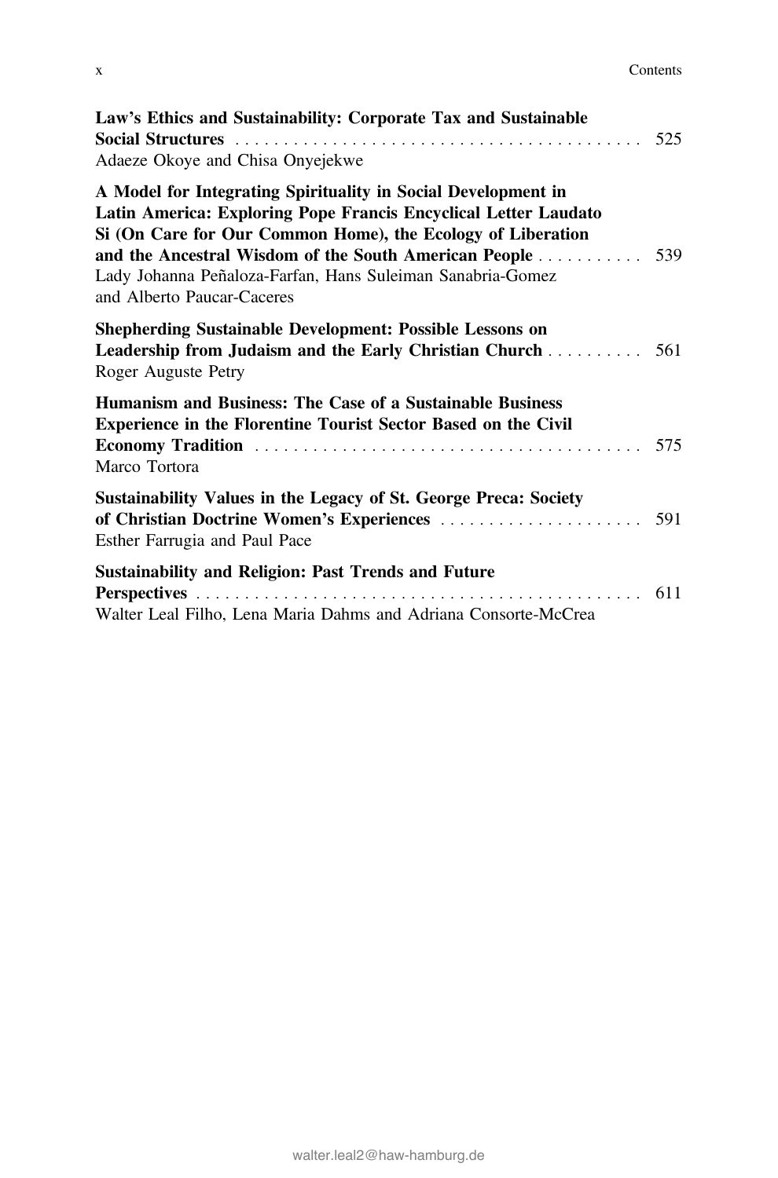**Law's Ethics and Sustainability: Corporate Tax and Sustainable Social Structures** . . . . . 525
Adaeze Okoye and Chisa Onyejekwe

**A Model for Integrating Spirituality in Social Development in Latin America: Exploring Pope Francis Encyclical Letter Laudato Si (On Care for Our Common Home), the Ecology of Liberation and the Ancestral Wisdom of the South American People** . . . . . 539
Lady Johanna Peñaloza-Farfan, Hans Suleiman Sanabria-Gomez and Alberto Paucar-Caceres

**Shepherding Sustainable Development: Possible Lessons on Leadership from Judaism and the Early Christian Church** . . . . . 561
Roger Auguste Petry

**Humanism and Business: The Case of a Sustainable Business Experience in the Florentine Tourist Sector Based on the Civil Economy Tradition** . . . . . 575
Marco Tortora

**Sustainability Values in the Legacy of St. George Preca: Society of Christian Doctrine Women's Experiences** . . . . . 591
Esther Farrugia and Paul Pace

**Sustainability and Religion: Past Trends and Future Perspectives** . . . . . 611
Walter Leal Filho, Lena Maria Dahms and Adriana Consorte-McCrea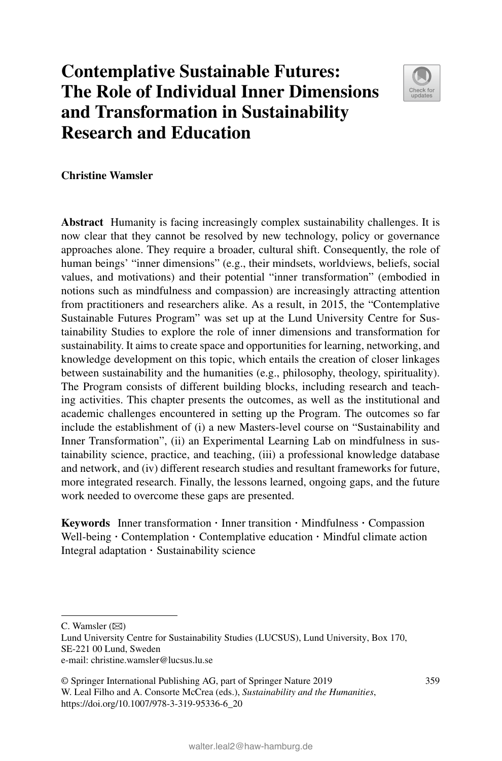# Contemplative Sustainable Futures: The Role of Individual Inner Dimensions and Transformation in Sustainability Research and Education

**Christine Wamsler**

**Abstract** Humanity is facing increasingly complex sustainability challenges. It is now clear that they cannot be resolved by new technology, policy or governance approaches alone. They require a broader, cultural shift. Consequently, the role of human beings' "inner dimensions" (e.g., their mindsets, worldviews, beliefs, social values, and motivations) and their potential "inner transformation" (embodied in notions such as mindfulness and compassion) are increasingly attracting attention from practitioners and researchers alike. As a result, in 2015, the "Contemplative Sustainable Futures Program" was set up at the Lund University Centre for Sustainability Studies to explore the role of inner dimensions and transformation for sustainability. It aims to create space and opportunities for learning, networking, and knowledge development on this topic, which entails the creation of closer linkages between sustainability and the humanities (e.g., philosophy, theology, spirituality). The Program consists of different building blocks, including research and teaching activities. This chapter presents the outcomes, as well as the institutional and academic challenges encountered in setting up the Program. The outcomes so far include the establishment of (i) a new Masters-level course on "Sustainability and Inner Transformation", (ii) an Experimental Learning Lab on mindfulness in sustainability science, practice, and teaching, (iii) a professional knowledge database and network, and (iv) different research studies and resultant frameworks for future, more integrated research. Finally, the lessons learned, ongoing gaps, and the future work needed to overcome these gaps are presented.

**Keywords** Inner transformation · Inner transition · Mindfulness · Compassion Well-being · Contemplation · Contemplative education · Mindful climate action Integral adaptation · Sustainability science

---

C. Wamsler (✉)
Lund University Centre for Sustainability Studies (LUCSUS), Lund University, Box 170, SE-221 00 Lund, Sweden
e-mail: christine.wamsler@lucsus.lu.se

© Springer International Publishing AG, part of Springer Nature 2019
W. Leal Filho and A. Consorte McCrea (eds.), *Sustainability and the Humanities*, https://doi.org/10.1007/978-3-319-95336-6_20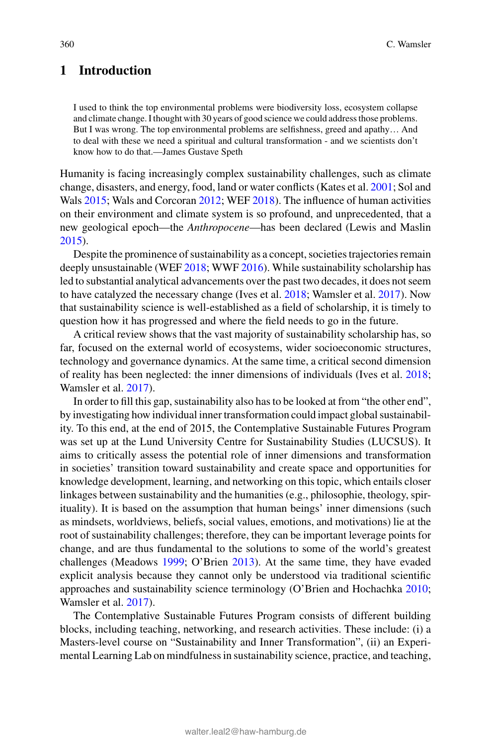## 1 Introduction

> I used to think the top environmental problems were biodiversity loss, ecosystem collapse and climate change. I thought with 30 years of good science we could address those problems. But I was wrong. The top environmental problems are selfishness, greed and apathy… And to deal with these we need a spiritual and cultural transformation - and we scientists don't know how to do that.—James Gustave Speth

Humanity is facing increasingly complex sustainability challenges, such as climate change, disasters, and energy, food, land or water conflicts (Kates et al. 2001; Sol and Wals 2015; Wals and Corcoran 2012; WEF 2018). The influence of human activities on their environment and climate system is so profound, and unprecedented, that a new geological epoch—the *Anthropocene*—has been declared (Lewis and Maslin 2015).

Despite the prominence of sustainability as a concept, societies trajectories remain deeply unsustainable (WEF 2018; WWF 2016). While sustainability scholarship has led to substantial analytical advancements over the past two decades, it does not seem to have catalyzed the necessary change (Ives et al. 2018; Wamsler et al. 2017). Now that sustainability science is well-established as a field of scholarship, it is timely to question how it has progressed and where the field needs to go in the future.

A critical review shows that the vast majority of sustainability scholarship has, so far, focused on the external world of ecosystems, wider socioeconomic structures, technology and governance dynamics. At the same time, a critical second dimension of reality has been neglected: the inner dimensions of individuals (Ives et al. 2018; Wamsler et al. 2017).

In order to fill this gap, sustainability also has to be looked at from "the other end", by investigating how individual inner transformation could impact global sustainability. To this end, at the end of 2015, the Contemplative Sustainable Futures Program was set up at the Lund University Centre for Sustainability Studies (LUCSUS). It aims to critically assess the potential role of inner dimensions and transformation in societies' transition toward sustainability and create space and opportunities for knowledge development, learning, and networking on this topic, which entails closer linkages between sustainability and the humanities (e.g., philosophie, theology, spirituality). It is based on the assumption that human beings' inner dimensions (such as mindsets, worldviews, beliefs, social values, emotions, and motivations) lie at the root of sustainability challenges; therefore, they can be important leverage points for change, and are thus fundamental to the solutions to some of the world's greatest challenges (Meadows 1999; O'Brien 2013). At the same time, they have evaded explicit analysis because they cannot only be understood via traditional scientific approaches and sustainability science terminology (O'Brien and Hochachka 2010; Wamsler et al. 2017).

The Contemplative Sustainable Futures Program consists of different building blocks, including teaching, networking, and research activities. These include: (i) a Masters-level course on "Sustainability and Inner Transformation", (ii) an Experimental Learning Lab on mindfulness in sustainability science, practice, and teaching,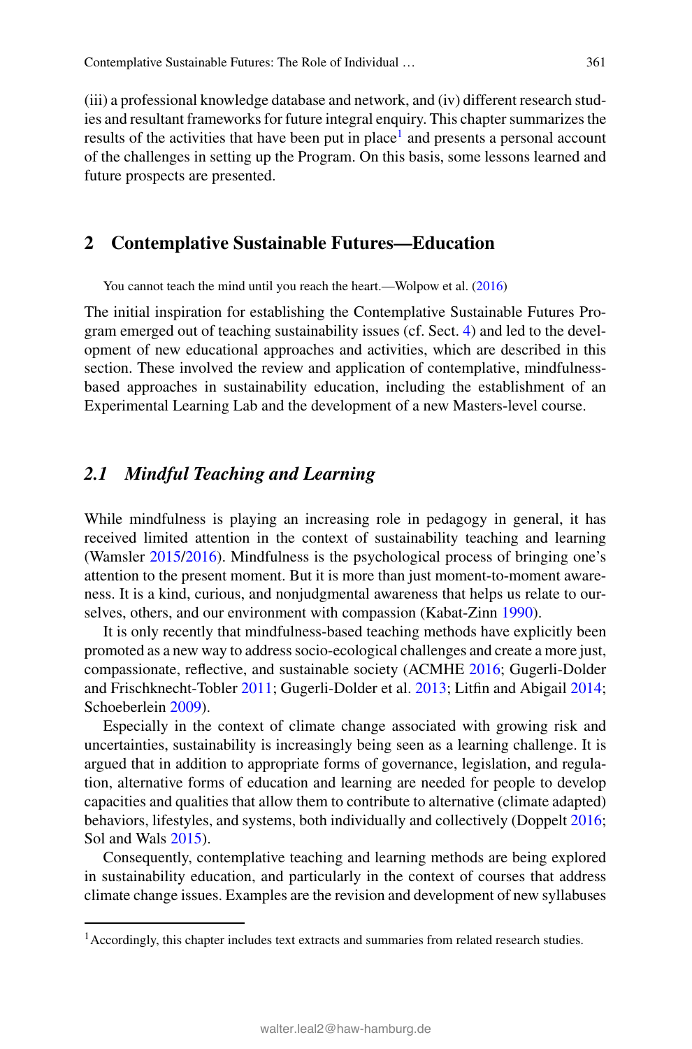(iii) a professional knowledge database and network, and (iv) different research studies and resultant frameworks for future integral enquiry. This chapter summarizes the results of the activities that have been put in place[1] and presents a personal account of the challenges in setting up the Program. On this basis, some lessons learned and future prospects are presented.

## 2 Contemplative Sustainable Futures—Education

> You cannot teach the mind until you reach the heart.—Wolpow et al. (2016)

The initial inspiration for establishing the Contemplative Sustainable Futures Program emerged out of teaching sustainability issues (cf. Sect. 4) and led to the development of new educational approaches and activities, which are described in this section. These involved the review and application of contemplative, mindfulness-based approaches in sustainability education, including the establishment of an Experimental Learning Lab and the development of a new Masters-level course.

### *2.1 Mindful Teaching and Learning*

While mindfulness is playing an increasing role in pedagogy in general, it has received limited attention in the context of sustainability teaching and learning (Wamsler 2015/2016). Mindfulness is the psychological process of bringing one's attention to the present moment. But it is more than just moment-to-moment awareness. It is a kind, curious, and nonjudgmental awareness that helps us relate to ourselves, others, and our environment with compassion (Kabat-Zinn 1990).

It is only recently that mindfulness-based teaching methods have explicitly been promoted as a new way to address socio-ecological challenges and create a more just, compassionate, reflective, and sustainable society (ACMHE 2016; Gugerli-Dolder and Frischknecht-Tobler 2011; Gugerli-Dolder et al. 2013; Litfin and Abigail 2014; Schoeberlein 2009).

Especially in the context of climate change associated with growing risk and uncertainties, sustainability is increasingly being seen as a learning challenge. It is argued that in addition to appropriate forms of governance, legislation, and regulation, alternative forms of education and learning are needed for people to develop capacities and qualities that allow them to contribute to alternative (climate adapted) behaviors, lifestyles, and systems, both individually and collectively (Doppelt 2016; Sol and Wals 2015).

Consequently, contemplative teaching and learning methods are being explored in sustainability education, and particularly in the context of courses that address climate change issues. Examples are the revision and development of new syllabuses

---

[1] Accordingly, this chapter includes text extracts and summaries from related research studies.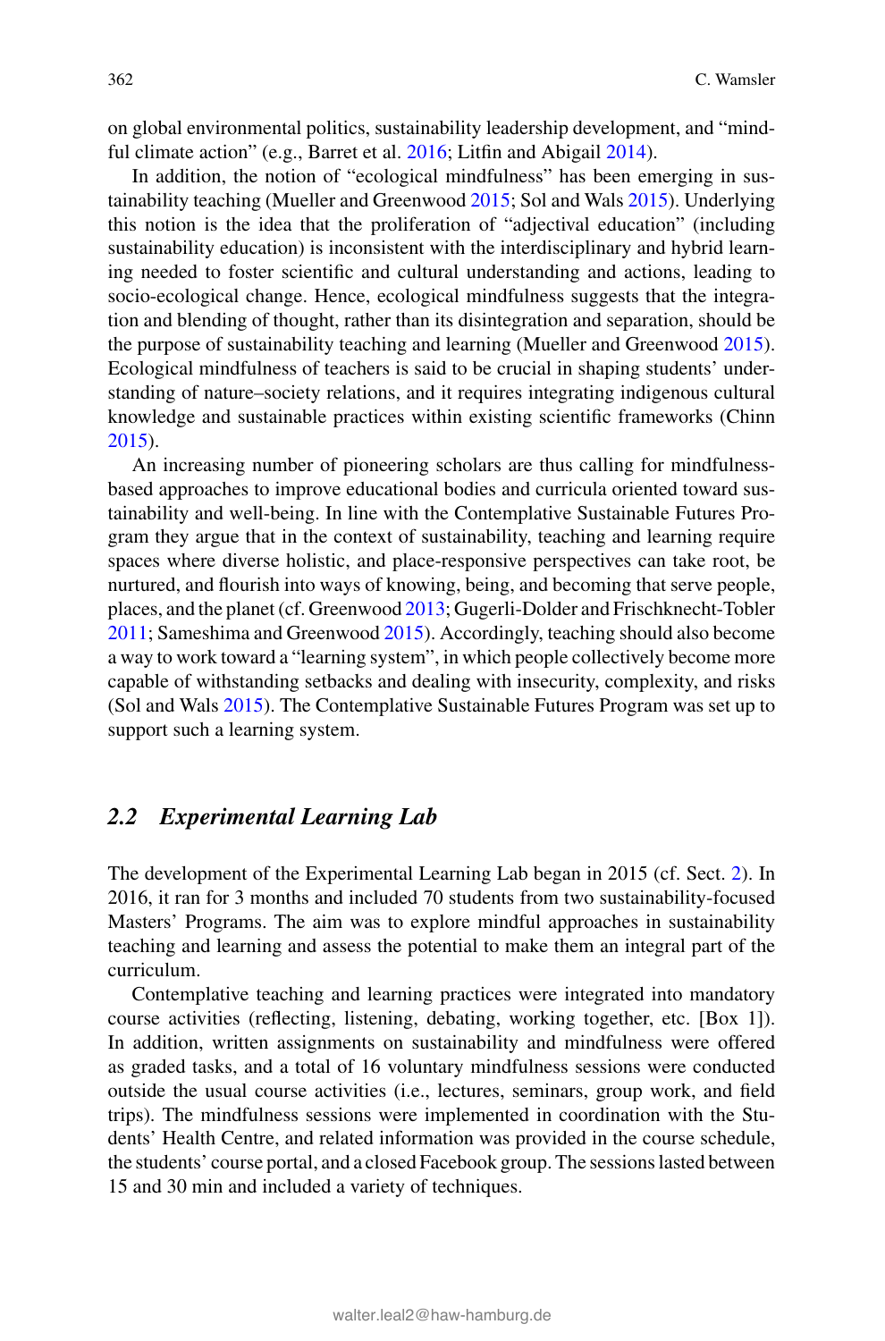on global environmental politics, sustainability leadership development, and "mindful climate action" (e.g., Barret et al. 2016; Litfin and Abigail 2014).

In addition, the notion of "ecological mindfulness" has been emerging in sustainability teaching (Mueller and Greenwood 2015; Sol and Wals 2015). Underlying this notion is the idea that the proliferation of "adjectival education" (including sustainability education) is inconsistent with the interdisciplinary and hybrid learning needed to foster scientific and cultural understanding and actions, leading to socio-ecological change. Hence, ecological mindfulness suggests that the integration and blending of thought, rather than its disintegration and separation, should be the purpose of sustainability teaching and learning (Mueller and Greenwood 2015). Ecological mindfulness of teachers is said to be crucial in shaping students' understanding of nature–society relations, and it requires integrating indigenous cultural knowledge and sustainable practices within existing scientific frameworks (Chinn 2015).

An increasing number of pioneering scholars are thus calling for mindfulness-based approaches to improve educational bodies and curricula oriented toward sustainability and well-being. In line with the Contemplative Sustainable Futures Program they argue that in the context of sustainability, teaching and learning require spaces where diverse holistic, and place-responsive perspectives can take root, be nurtured, and flourish into ways of knowing, being, and becoming that serve people, places, and the planet (cf. Greenwood 2013; Gugerli-Dolder and Frischknecht-Tobler 2011; Sameshima and Greenwood 2015). Accordingly, teaching should also become a way to work toward a "learning system", in which people collectively become more capable of withstanding setbacks and dealing with insecurity, complexity, and risks (Sol and Wals 2015). The Contemplative Sustainable Futures Program was set up to support such a learning system.

## 2.2 *Experimental Learning Lab*

The development of the Experimental Learning Lab began in 2015 (cf. Sect. 2). In 2016, it ran for 3 months and included 70 students from two sustainability-focused Masters' Programs. The aim was to explore mindful approaches in sustainability teaching and learning and assess the potential to make them an integral part of the curriculum.

Contemplative teaching and learning practices were integrated into mandatory course activities (reflecting, listening, debating, working together, etc. [Box 1]). In addition, written assignments on sustainability and mindfulness were offered as graded tasks, and a total of 16 voluntary mindfulness sessions were conducted outside the usual course activities (i.e., lectures, seminars, group work, and field trips). The mindfulness sessions were implemented in coordination with the Students' Health Centre, and related information was provided in the course schedule, the students' course portal, and a closed Facebook group. The sessions lasted between 15 and 30 min and included a variety of techniques.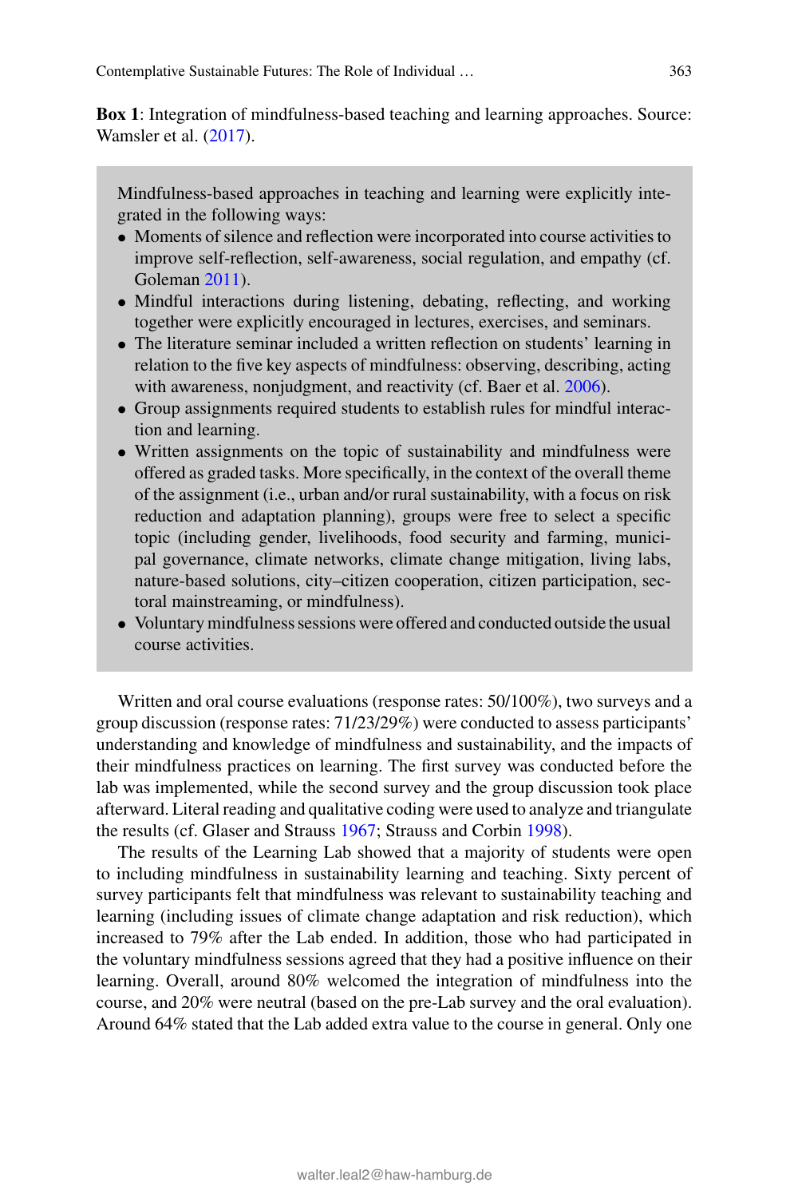**Box 1**: Integration of mindfulness-based teaching and learning approaches. Source: Wamsler et al. (2017).

> Mindfulness-based approaches in teaching and learning were explicitly integrated in the following ways:
>
> - Moments of silence and reflection were incorporated into course activities to improve self-reflection, self-awareness, social regulation, and empathy (cf. Goleman 2011).
> - Mindful interactions during listening, debating, reflecting, and working together were explicitly encouraged in lectures, exercises, and seminars.
> - The literature seminar included a written reflection on students' learning in relation to the five key aspects of mindfulness: observing, describing, acting with awareness, nonjudgment, and reactivity (cf. Baer et al. 2006).
> - Group assignments required students to establish rules for mindful interaction and learning.
> - Written assignments on the topic of sustainability and mindfulness were offered as graded tasks. More specifically, in the context of the overall theme of the assignment (i.e., urban and/or rural sustainability, with a focus on risk reduction and adaptation planning), groups were free to select a specific topic (including gender, livelihoods, food security and farming, municipal governance, climate networks, climate change mitigation, living labs, nature-based solutions, city–citizen cooperation, citizen participation, sectoral mainstreaming, or mindfulness).
> - Voluntary mindfulness sessions were offered and conducted outside the usual course activities.

Written and oral course evaluations (response rates: 50/100%), two surveys and a group discussion (response rates: 71/23/29%) were conducted to assess participants' understanding and knowledge of mindfulness and sustainability, and the impacts of their mindfulness practices on learning. The first survey was conducted before the lab was implemented, while the second survey and the group discussion took place afterward. Literal reading and qualitative coding were used to analyze and triangulate the results (cf. Glaser and Strauss 1967; Strauss and Corbin 1998).

The results of the Learning Lab showed that a majority of students were open to including mindfulness in sustainability learning and teaching. Sixty percent of survey participants felt that mindfulness was relevant to sustainability teaching and learning (including issues of climate change adaptation and risk reduction), which increased to 79% after the Lab ended. In addition, those who had participated in the voluntary mindfulness sessions agreed that they had a positive influence on their learning. Overall, around 80% welcomed the integration of mindfulness into the course, and 20% were neutral (based on the pre-Lab survey and the oral evaluation). Around 64% stated that the Lab added extra value to the course in general. Only one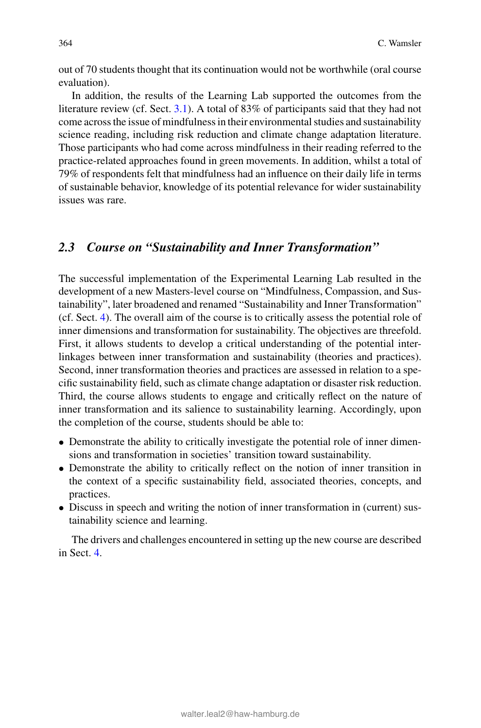out of 70 students thought that its continuation would not be worthwhile (oral course evaluation).

In addition, the results of the Learning Lab supported the outcomes from the literature review (cf. Sect. 3.1). A total of 83% of participants said that they had not come across the issue of mindfulness in their environmental studies and sustainability science reading, including risk reduction and climate change adaptation literature. Those participants who had come across mindfulness in their reading referred to the practice-related approaches found in green movements. In addition, whilst a total of 79% of respondents felt that mindfulness had an influence on their daily life in terms of sustainable behavior, knowledge of its potential relevance for wider sustainability issues was rare.

## *2.3 Course on "Sustainability and Inner Transformation"*

The successful implementation of the Experimental Learning Lab resulted in the development of a new Masters-level course on "Mindfulness, Compassion, and Sustainability", later broadened and renamed "Sustainability and Inner Transformation" (cf. Sect. 4). The overall aim of the course is to critically assess the potential role of inner dimensions and transformation for sustainability. The objectives are threefold. First, it allows students to develop a critical understanding of the potential interlinkages between inner transformation and sustainability (theories and practices). Second, inner transformation theories and practices are assessed in relation to a specific sustainability field, such as climate change adaptation or disaster risk reduction. Third, the course allows students to engage and critically reflect on the nature of inner transformation and its salience to sustainability learning. Accordingly, upon the completion of the course, students should be able to:

- Demonstrate the ability to critically investigate the potential role of inner dimensions and transformation in societies' transition toward sustainability.
- Demonstrate the ability to critically reflect on the notion of inner transition in the context of a specific sustainability field, associated theories, concepts, and practices.
- Discuss in speech and writing the notion of inner transformation in (current) sustainability science and learning.

The drivers and challenges encountered in setting up the new course are described in Sect. 4.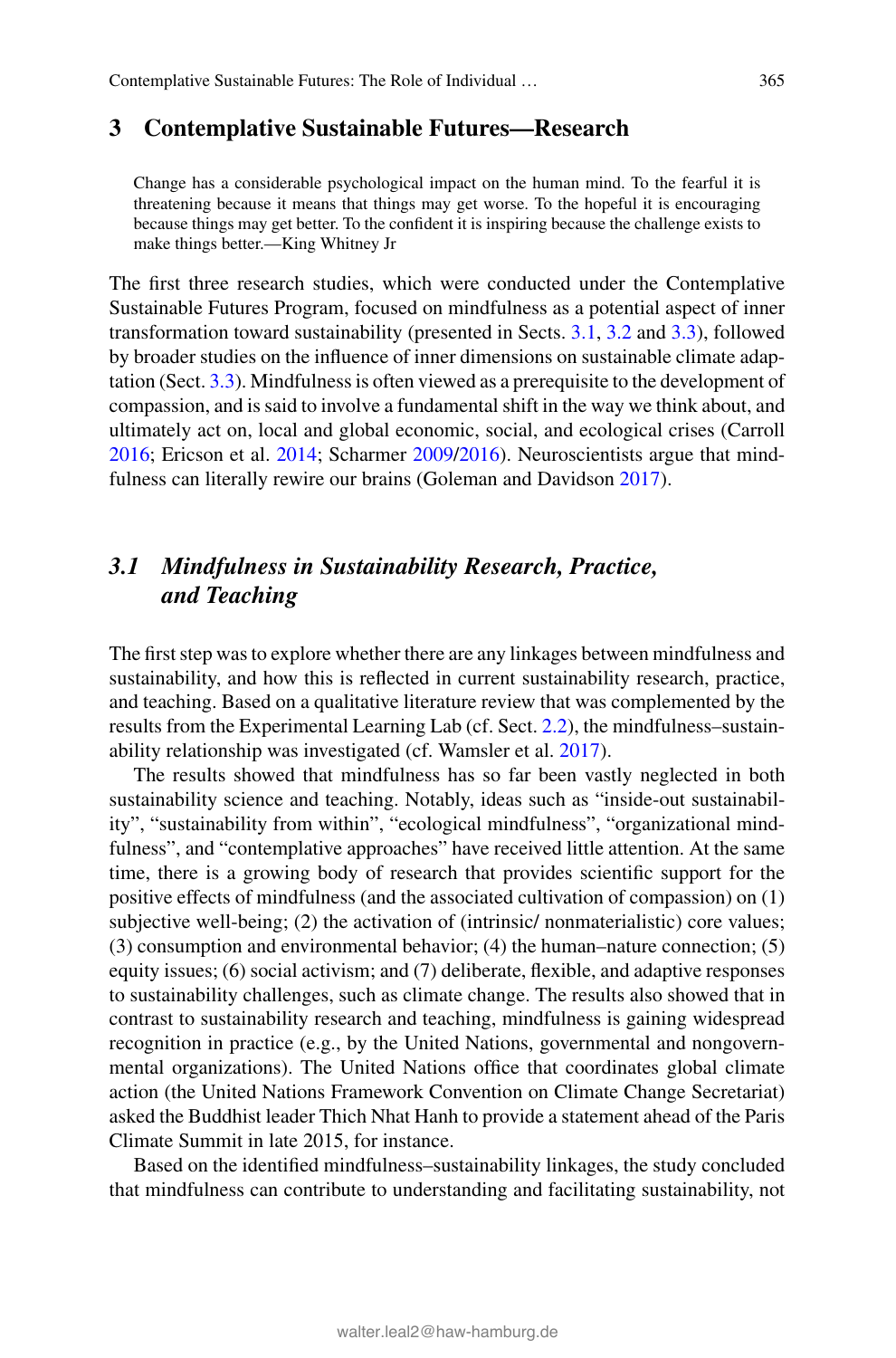## 3 Contemplative Sustainable Futures—Research

> Change has a considerable psychological impact on the human mind. To the fearful it is threatening because it means that things may get worse. To the hopeful it is encouraging because things may get better. To the confident it is inspiring because the challenge exists to make things better.—King Whitney Jr

The first three research studies, which were conducted under the Contemplative Sustainable Futures Program, focused on mindfulness as a potential aspect of inner transformation toward sustainability (presented in Sects. 3.1, 3.2 and 3.3), followed by broader studies on the influence of inner dimensions on sustainable climate adaptation (Sect. 3.3). Mindfulness is often viewed as a prerequisite to the development of compassion, and is said to involve a fundamental shift in the way we think about, and ultimately act on, local and global economic, social, and ecological crises (Carroll 2016; Ericson et al. 2014; Scharmer 2009/2016). Neuroscientists argue that mindfulness can literally rewire our brains (Goleman and Davidson 2017).

### *3.1 Mindfulness in Sustainability Research, Practice, and Teaching*

The first step was to explore whether there are any linkages between mindfulness and sustainability, and how this is reflected in current sustainability research, practice, and teaching. Based on a qualitative literature review that was complemented by the results from the Experimental Learning Lab (cf. Sect. 2.2), the mindfulness–sustainability relationship was investigated (cf. Wamsler et al. 2017).

The results showed that mindfulness has so far been vastly neglected in both sustainability science and teaching. Notably, ideas such as "inside-out sustainability", "sustainability from within", "ecological mindfulness", "organizational mindfulness", and "contemplative approaches" have received little attention. At the same time, there is a growing body of research that provides scientific support for the positive effects of mindfulness (and the associated cultivation of compassion) on (1) subjective well-being; (2) the activation of (intrinsic/ nonmaterialistic) core values; (3) consumption and environmental behavior; (4) the human–nature connection; (5) equity issues; (6) social activism; and (7) deliberate, flexible, and adaptive responses to sustainability challenges, such as climate change. The results also showed that in contrast to sustainability research and teaching, mindfulness is gaining widespread recognition in practice (e.g., by the United Nations, governmental and nongovernmental organizations). The United Nations office that coordinates global climate action (the United Nations Framework Convention on Climate Change Secretariat) asked the Buddhist leader Thich Nhat Hanh to provide a statement ahead of the Paris Climate Summit in late 2015, for instance.

Based on the identified mindfulness–sustainability linkages, the study concluded that mindfulness can contribute to understanding and facilitating sustainability, not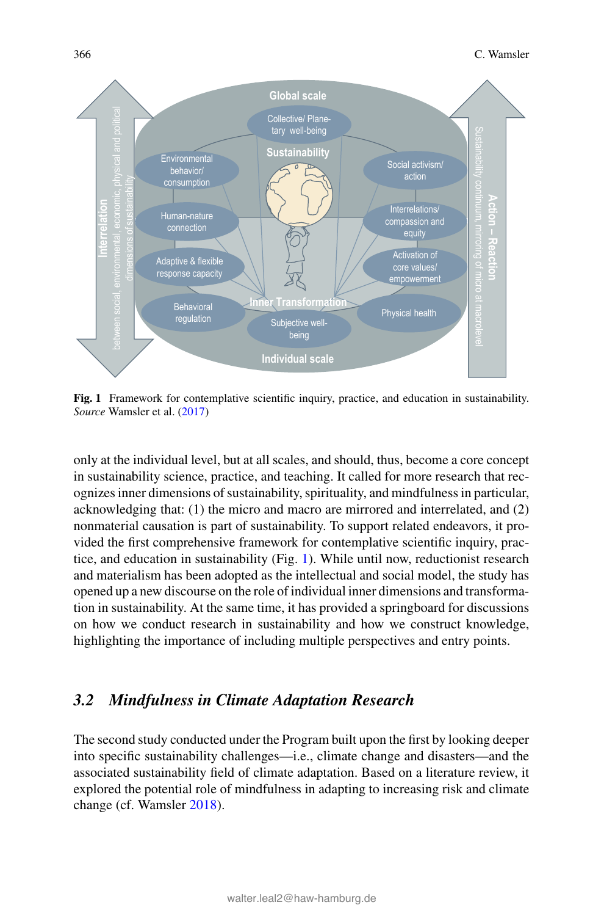Fig. 1 Framework for contemplative scientific inquiry, practice, and education in sustainability. *Source* Wamsler et al. (2017)

only at the individual level, but at all scales, and should, thus, become a core concept in sustainability science, practice, and teaching. It called for more research that recognizes inner dimensions of sustainability, spirituality, and mindfulness in particular, acknowledging that: (1) the micro and macro are mirrored and interrelated, and (2) nonmaterial causation is part of sustainability. To support related endeavors, it provided the first comprehensive framework for contemplative scientific inquiry, practice, and education in sustainability (Fig. 1). While until now, reductionist research and materialism has been adopted as the intellectual and social model, the study has opened up a new discourse on the role of individual inner dimensions and transformation in sustainability. At the same time, it has provided a springboard for discussions on how we conduct research in sustainability and how we construct knowledge, highlighting the importance of including multiple perspectives and entry points.

## 3.2 *Mindfulness in Climate Adaptation Research*

The second study conducted under the Program built upon the first by looking deeper into specific sustainability challenges—i.e., climate change and disasters—and the associated sustainability field of climate adaptation. Based on a literature review, it explored the potential role of mindfulness in adapting to increasing risk and climate change (cf. Wamsler 2018).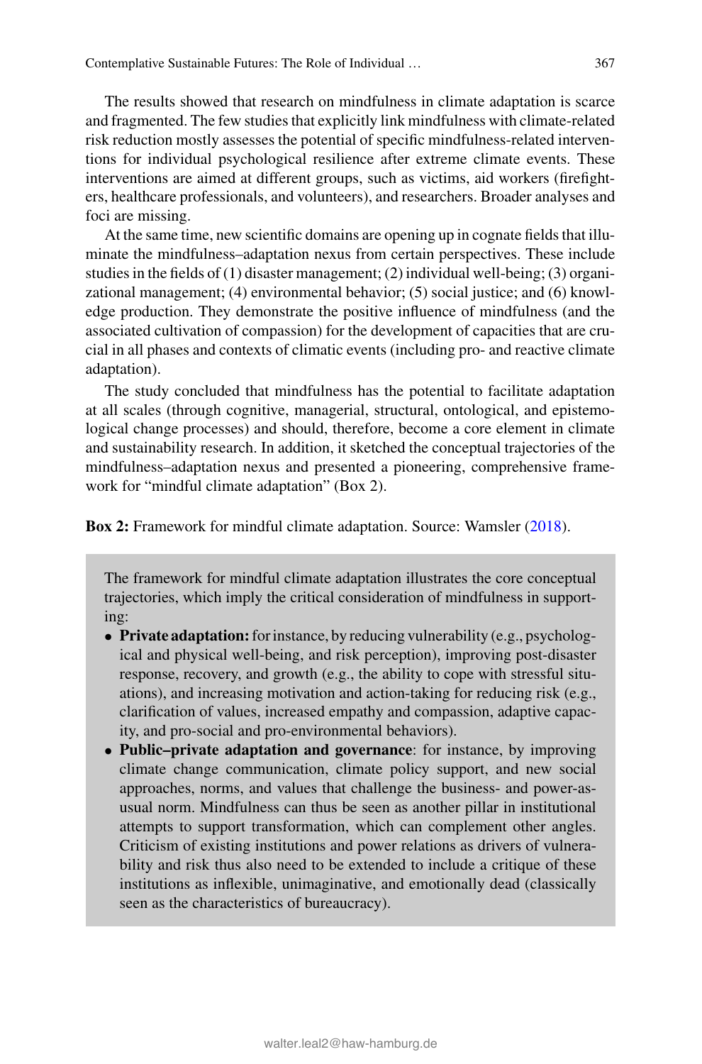The results showed that research on mindfulness in climate adaptation is scarce and fragmented. The few studies that explicitly link mindfulness with climate-related risk reduction mostly assesses the potential of specific mindfulness-related interventions for individual psychological resilience after extreme climate events. These interventions are aimed at different groups, such as victims, aid workers (firefighters, healthcare professionals, and volunteers), and researchers. Broader analyses and foci are missing.

At the same time, new scientific domains are opening up in cognate fields that illuminate the mindfulness–adaptation nexus from certain perspectives. These include studies in the fields of (1) disaster management; (2) individual well-being; (3) organizational management; (4) environmental behavior; (5) social justice; and (6) knowledge production. They demonstrate the positive influence of mindfulness (and the associated cultivation of compassion) for the development of capacities that are crucial in all phases and contexts of climatic events (including pro- and reactive climate adaptation).

The study concluded that mindfulness has the potential to facilitate adaptation at all scales (through cognitive, managerial, structural, ontological, and epistemological change processes) and should, therefore, become a core element in climate and sustainability research. In addition, it sketched the conceptual trajectories of the mindfulness–adaptation nexus and presented a pioneering, comprehensive framework for "mindful climate adaptation" (Box 2).

**Box 2:** Framework for mindful climate adaptation. Source: Wamsler (2018).

The framework for mindful climate adaptation illustrates the core conceptual trajectories, which imply the critical consideration of mindfulness in supporting:

- **Private adaptation:** for instance, by reducing vulnerability (e.g., psychological and physical well-being, and risk perception), improving post-disaster response, recovery, and growth (e.g., the ability to cope with stressful situations), and increasing motivation and action-taking for reducing risk (e.g., clarification of values, increased empathy and compassion, adaptive capacity, and pro-social and pro-environmental behaviors).
- **Public–private adaptation and governance**: for instance, by improving climate change communication, climate policy support, and new social approaches, norms, and values that challenge the business- and power-as-usual norm. Mindfulness can thus be seen as another pillar in institutional attempts to support transformation, which can complement other angles. Criticism of existing institutions and power relations as drivers of vulnerability and risk thus also need to be extended to include a critique of these institutions as inflexible, unimaginative, and emotionally dead (classically seen as the characteristics of bureaucracy).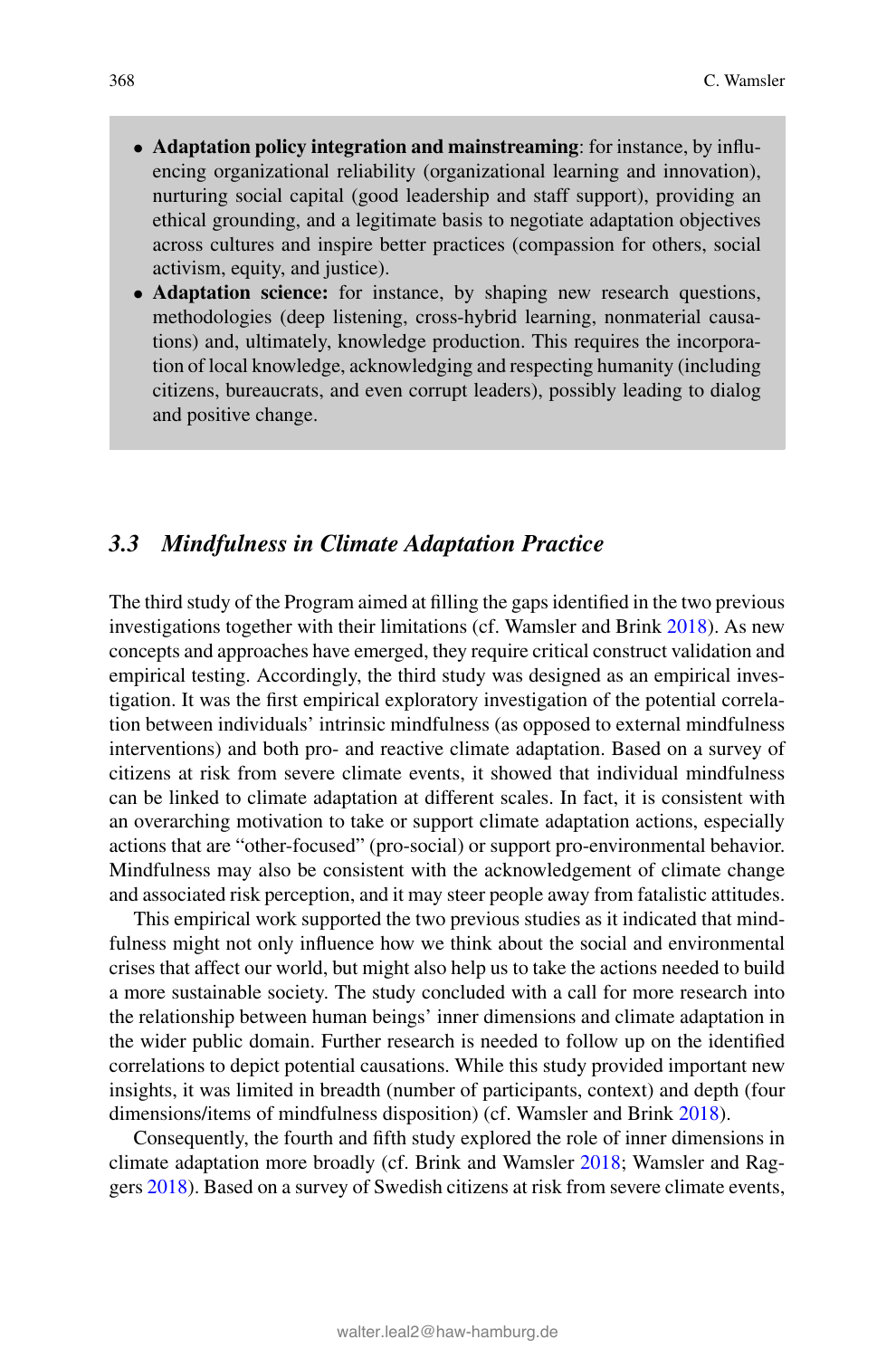- **Adaptation policy integration and mainstreaming**: for instance, by influencing organizational reliability (organizational learning and innovation), nurturing social capital (good leadership and staff support), providing an ethical grounding, and a legitimate basis to negotiate adaptation objectives across cultures and inspire better practices (compassion for others, social activism, equity, and justice).
- **Adaptation science:** for instance, by shaping new research questions, methodologies (deep listening, cross-hybrid learning, nonmaterial causations) and, ultimately, knowledge production. This requires the incorporation of local knowledge, acknowledging and respecting humanity (including citizens, bureaucrats, and even corrupt leaders), possibly leading to dialog and positive change.

### *3.3 Mindfulness in Climate Adaptation Practice*

The third study of the Program aimed at filling the gaps identified in the two previous investigations together with their limitations (cf. Wamsler and Brink 2018). As new concepts and approaches have emerged, they require critical construct validation and empirical testing. Accordingly, the third study was designed as an empirical investigation. It was the first empirical exploratory investigation of the potential correlation between individuals' intrinsic mindfulness (as opposed to external mindfulness interventions) and both pro- and reactive climate adaptation. Based on a survey of citizens at risk from severe climate events, it showed that individual mindfulness can be linked to climate adaptation at different scales. In fact, it is consistent with an overarching motivation to take or support climate adaptation actions, especially actions that are "other-focused" (pro-social) or support pro-environmental behavior. Mindfulness may also be consistent with the acknowledgement of climate change and associated risk perception, and it may steer people away from fatalistic attitudes.

This empirical work supported the two previous studies as it indicated that mindfulness might not only influence how we think about the social and environmental crises that affect our world, but might also help us to take the actions needed to build a more sustainable society. The study concluded with a call for more research into the relationship between human beings' inner dimensions and climate adaptation in the wider public domain. Further research is needed to follow up on the identified correlations to depict potential causations. While this study provided important new insights, it was limited in breadth (number of participants, context) and depth (four dimensions/items of mindfulness disposition) (cf. Wamsler and Brink 2018).

Consequently, the fourth and fifth study explored the role of inner dimensions in climate adaptation more broadly (cf. Brink and Wamsler 2018; Wamsler and Raggers 2018). Based on a survey of Swedish citizens at risk from severe climate events,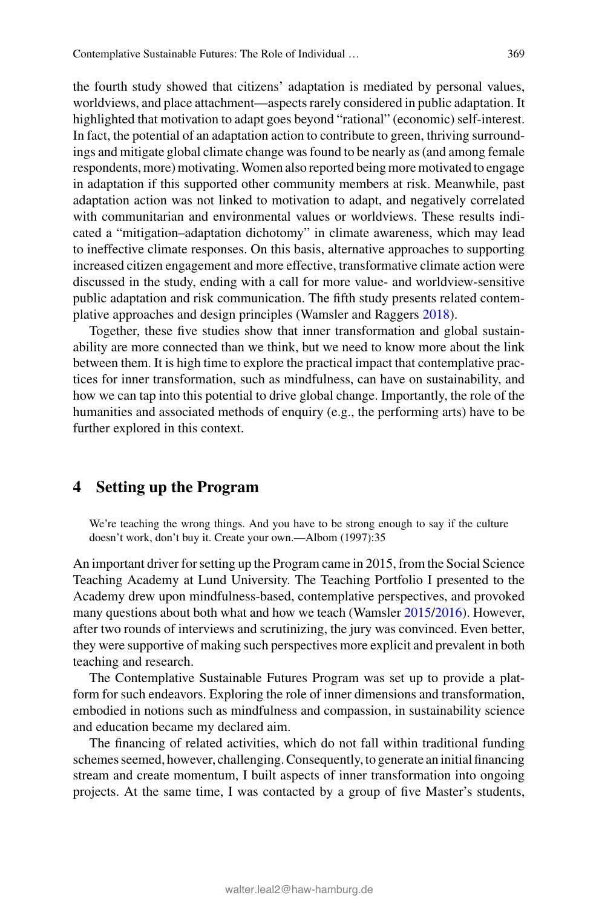the fourth study showed that citizens' adaptation is mediated by personal values, worldviews, and place attachment—aspects rarely considered in public adaptation. It highlighted that motivation to adapt goes beyond "rational" (economic) self-interest. In fact, the potential of an adaptation action to contribute to green, thriving surroundings and mitigate global climate change was found to be nearly as (and among female respondents, more) motivating. Women also reported being more motivated to engage in adaptation if this supported other community members at risk. Meanwhile, past adaptation action was not linked to motivation to adapt, and negatively correlated with communitarian and environmental values or worldviews. These results indicated a "mitigation–adaptation dichotomy" in climate awareness, which may lead to ineffective climate responses. On this basis, alternative approaches to supporting increased citizen engagement and more effective, transformative climate action were discussed in the study, ending with a call for more value- and worldview-sensitive public adaptation and risk communication. The fifth study presents related contemplative approaches and design principles (Wamsler and Raggers 2018).

Together, these five studies show that inner transformation and global sustainability are more connected than we think, but we need to know more about the link between them. It is high time to explore the practical impact that contemplative practices for inner transformation, such as mindfulness, can have on sustainability, and how we can tap into this potential to drive global change. Importantly, the role of the humanities and associated methods of enquiry (e.g., the performing arts) have to be further explored in this context.

## 4 Setting up the Program

> We're teaching the wrong things. And you have to be strong enough to say if the culture doesn't work, don't buy it. Create your own.—Albom (1997):35

An important driver for setting up the Program came in 2015, from the Social Science Teaching Academy at Lund University. The Teaching Portfolio I presented to the Academy drew upon mindfulness-based, contemplative perspectives, and provoked many questions about both what and how we teach (Wamsler 2015/2016). However, after two rounds of interviews and scrutinizing, the jury was convinced. Even better, they were supportive of making such perspectives more explicit and prevalent in both teaching and research.

The Contemplative Sustainable Futures Program was set up to provide a platform for such endeavors. Exploring the role of inner dimensions and transformation, embodied in notions such as mindfulness and compassion, in sustainability science and education became my declared aim.

The financing of related activities, which do not fall within traditional funding schemes seemed, however, challenging. Consequently, to generate an initial financing stream and create momentum, I built aspects of inner transformation into ongoing projects. At the same time, I was contacted by a group of five Master's students,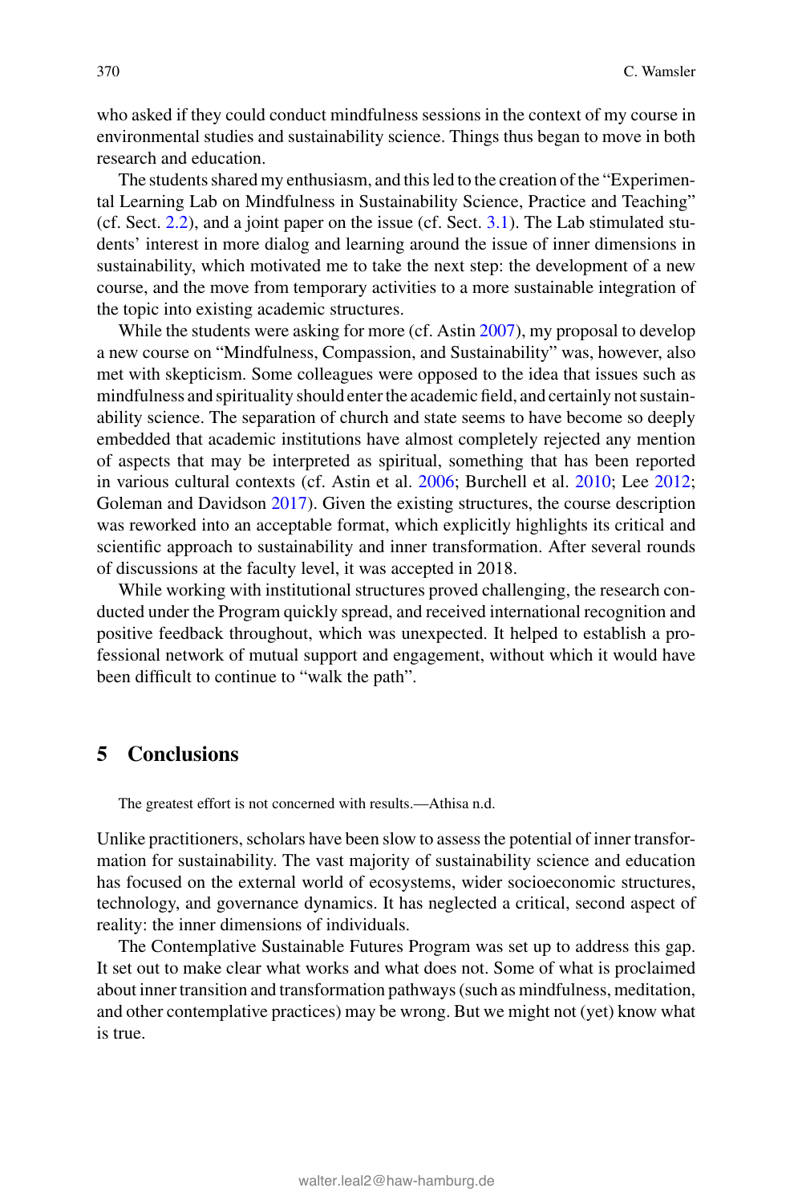who asked if they could conduct mindfulness sessions in the context of my course in environmental studies and sustainability science. Things thus began to move in both research and education.

The students shared my enthusiasm, and this led to the creation of the "Experimental Learning Lab on Mindfulness in Sustainability Science, Practice and Teaching" (cf. Sect. 2.2), and a joint paper on the issue (cf. Sect. 3.1). The Lab stimulated students' interest in more dialog and learning around the issue of inner dimensions in sustainability, which motivated me to take the next step: the development of a new course, and the move from temporary activities to a more sustainable integration of the topic into existing academic structures.

While the students were asking for more (cf. Astin 2007), my proposal to develop a new course on "Mindfulness, Compassion, and Sustainability" was, however, also met with skepticism. Some colleagues were opposed to the idea that issues such as mindfulness and spirituality should enter the academic field, and certainly not sustainability science. The separation of church and state seems to have become so deeply embedded that academic institutions have almost completely rejected any mention of aspects that may be interpreted as spiritual, something that has been reported in various cultural contexts (cf. Astin et al. 2006; Burchell et al. 2010; Lee 2012; Goleman and Davidson 2017). Given the existing structures, the course description was reworked into an acceptable format, which explicitly highlights its critical and scientific approach to sustainability and inner transformation. After several rounds of discussions at the faculty level, it was accepted in 2018.

While working with institutional structures proved challenging, the research conducted under the Program quickly spread, and received international recognition and positive feedback throughout, which was unexpected. It helped to establish a professional network of mutual support and engagement, without which it would have been difficult to continue to "walk the path".

## 5 Conclusions

The greatest effort is not concerned with results.—Athisa n.d.

Unlike practitioners, scholars have been slow to assess the potential of inner transformation for sustainability. The vast majority of sustainability science and education has focused on the external world of ecosystems, wider socioeconomic structures, technology, and governance dynamics. It has neglected a critical, second aspect of reality: the inner dimensions of individuals.

The Contemplative Sustainable Futures Program was set up to address this gap. It set out to make clear what works and what does not. Some of what is proclaimed about inner transition and transformation pathways (such as mindfulness, meditation, and other contemplative practices) may be wrong. But we might not (yet) know what is true.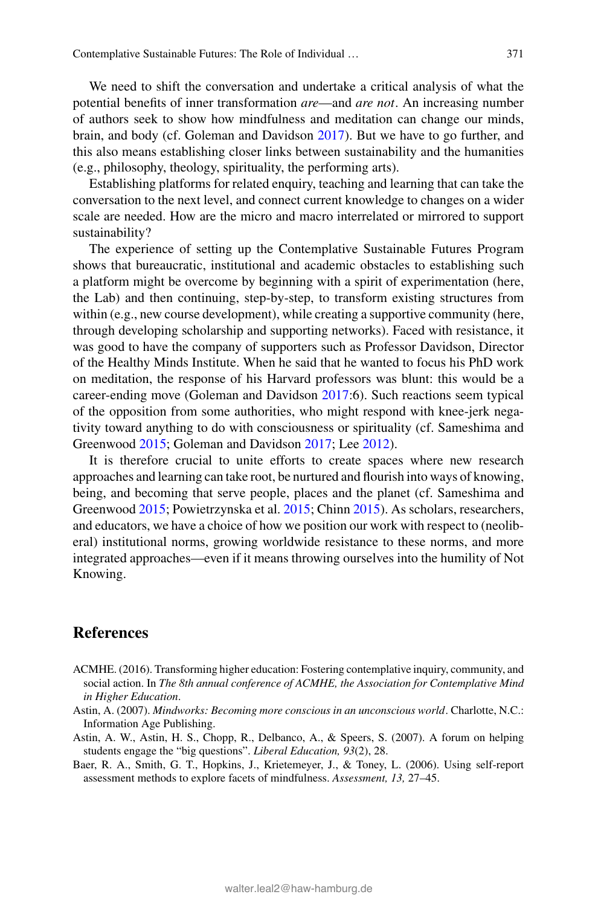We need to shift the conversation and undertake a critical analysis of what the potential benefits of inner transformation *are*—and *are not*. An increasing number of authors seek to show how mindfulness and meditation can change our minds, brain, and body (cf. Goleman and Davidson 2017). But we have to go further, and this also means establishing closer links between sustainability and the humanities (e.g., philosophy, theology, spirituality, the performing arts).

Establishing platforms for related enquiry, teaching and learning that can take the conversation to the next level, and connect current knowledge to changes on a wider scale are needed. How are the micro and macro interrelated or mirrored to support sustainability?

The experience of setting up the Contemplative Sustainable Futures Program shows that bureaucratic, institutional and academic obstacles to establishing such a platform might be overcome by beginning with a spirit of experimentation (here, the Lab) and then continuing, step-by-step, to transform existing structures from within (e.g., new course development), while creating a supportive community (here, through developing scholarship and supporting networks). Faced with resistance, it was good to have the company of supporters such as Professor Davidson, Director of the Healthy Minds Institute. When he said that he wanted to focus his PhD work on meditation, the response of his Harvard professors was blunt: this would be a career-ending move (Goleman and Davidson 2017:6). Such reactions seem typical of the opposition from some authorities, who might respond with knee-jerk negativity toward anything to do with consciousness or spirituality (cf. Sameshima and Greenwood 2015; Goleman and Davidson 2017; Lee 2012).

It is therefore crucial to unite efforts to create spaces where new research approaches and learning can take root, be nurtured and flourish into ways of knowing, being, and becoming that serve people, places and the planet (cf. Sameshima and Greenwood 2015; Powietrzynska et al. 2015; Chinn 2015). As scholars, researchers, and educators, we have a choice of how we position our work with respect to (neoliberal) institutional norms, growing worldwide resistance to these norms, and more integrated approaches—even if it means throwing ourselves into the humility of Not Knowing.

## References

ACMHE. (2016). Transforming higher education: Fostering contemplative inquiry, community, and social action. In *The 8th annual conference of ACMHE, the Association for Contemplative Mind in Higher Education*.

Astin, A. (2007). *Mindworks: Becoming more conscious in an unconscious world*. Charlotte, N.C.: Information Age Publishing.

Astin, A. W., Astin, H. S., Chopp, R., Delbanco, A., & Speers, S. (2007). A forum on helping students engage the “big questions”. *Liberal Education, 93*(2), 28.

Baer, R. A., Smith, G. T., Hopkins, J., Krietemeyer, J., & Toney, L. (2006). Using self-report assessment methods to explore facets of mindfulness. *Assessment, 13,* 27–45.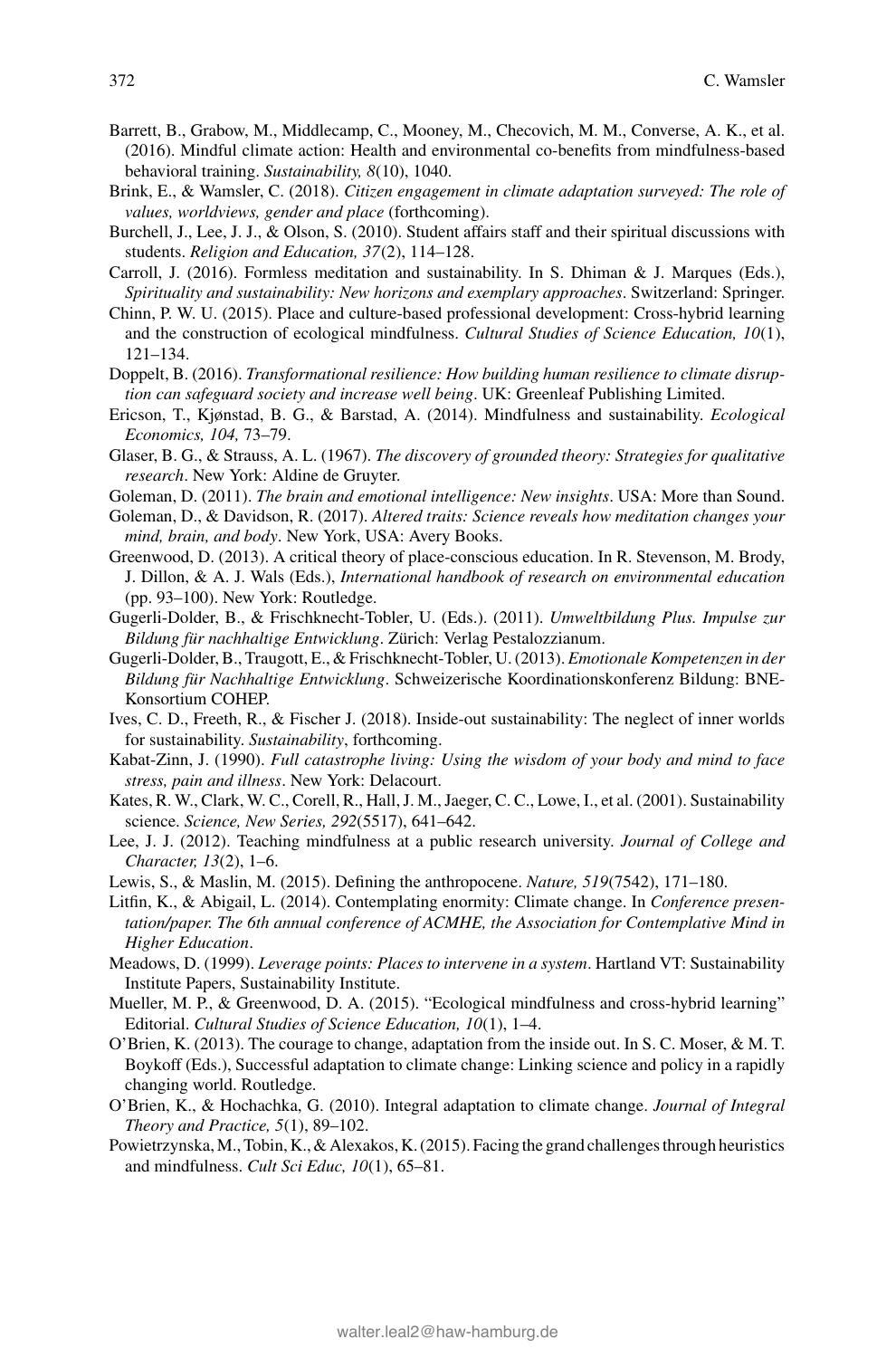Barrett, B., Grabow, M., Middlecamp, C., Mooney, M., Checovich, M. M., Converse, A. K., et al. (2016). Mindful climate action: Health and environmental co-benefits from mindfulness-based behavioral training. *Sustainability, 8*(10), 1040.

Brink, E., & Wamsler, C. (2018). *Citizen engagement in climate adaptation surveyed: The role of values, worldviews, gender and place* (forthcoming).

Burchell, J., Lee, J. J., & Olson, S. (2010). Student affairs staff and their spiritual discussions with students. *Religion and Education, 37*(2), 114–128.

Carroll, J. (2016). Formless meditation and sustainability. In S. Dhiman & J. Marques (Eds.), *Spirituality and sustainability: New horizons and exemplary approaches*. Switzerland: Springer.

Chinn, P. W. U. (2015). Place and culture-based professional development: Cross-hybrid learning and the construction of ecological mindfulness. *Cultural Studies of Science Education, 10*(1), 121–134.

Doppelt, B. (2016). *Transformational resilience: How building human resilience to climate disruption can safeguard society and increase well being*. UK: Greenleaf Publishing Limited.

Ericson, T., Kjønstad, B. G., & Barstad, A. (2014). Mindfulness and sustainability. *Ecological Economics, 104,* 73–79.

Glaser, B. G., & Strauss, A. L. (1967). *The discovery of grounded theory: Strategies for qualitative research*. New York: Aldine de Gruyter.

Goleman, D. (2011). *The brain and emotional intelligence: New insights*. USA: More than Sound.

Goleman, D., & Davidson, R. (2017). *Altered traits: Science reveals how meditation changes your mind, brain, and body*. New York, USA: Avery Books.

Greenwood, D. (2013). A critical theory of place-conscious education. In R. Stevenson, M. Brody, J. Dillon, & A. J. Wals (Eds.), *International handbook of research on environmental education* (pp. 93–100). New York: Routledge.

Gugerli-Dolder, B., & Frischknecht-Tobler, U. (Eds.). (2011). *Umweltbildung Plus. Impulse zur Bildung für nachhaltige Entwicklung*. Zürich: Verlag Pestalozzianum.

Gugerli-Dolder, B., Traugott, E., & Frischknecht-Tobler, U. (2013). *Emotionale Kompetenzen in der Bildung für Nachhaltige Entwicklung*. Schweizerische Koordinationskonferenz Bildung: BNE-Konsortium COHEP.

Ives, C. D., Freeth, R., & Fischer J. (2018). Inside-out sustainability: The neglect of inner worlds for sustainability. *Sustainability*, forthcoming.

Kabat-Zinn, J. (1990). *Full catastrophe living: Using the wisdom of your body and mind to face stress, pain and illness*. New York: Delacourt.

Kates, R. W., Clark, W. C., Corell, R., Hall, J. M., Jaeger, C. C., Lowe, I., et al. (2001). Sustainability science. *Science, New Series, 292*(5517), 641–642.

Lee, J. J. (2012). Teaching mindfulness at a public research university. *Journal of College and Character, 13*(2), 1–6.

Lewis, S., & Maslin, M. (2015). Defining the anthropocene. *Nature, 519*(7542), 171–180.

Litfin, K., & Abigail, L. (2014). Contemplating enormity: Climate change. In *Conference presentation/paper. The 6th annual conference of ACMHE, the Association for Contemplative Mind in Higher Education*.

Meadows, D. (1999). *Leverage points: Places to intervene in a system*. Hartland VT: Sustainability Institute Papers, Sustainability Institute.

Mueller, M. P., & Greenwood, D. A. (2015). "Ecological mindfulness and cross-hybrid learning" Editorial. *Cultural Studies of Science Education, 10*(1), 1–4.

O'Brien, K. (2013). The courage to change, adaptation from the inside out. In S. C. Moser, & M. T. Boykoff (Eds.), Successful adaptation to climate change: Linking science and policy in a rapidly changing world. Routledge.

O'Brien, K., & Hochachka, G. (2010). Integral adaptation to climate change. *Journal of Integral Theory and Practice, 5*(1), 89–102.

Powietrzynska, M., Tobin, K., & Alexakos, K. (2015). Facing the grand challenges through heuristics and mindfulness. *Cult Sci Educ, 10*(1), 65–81.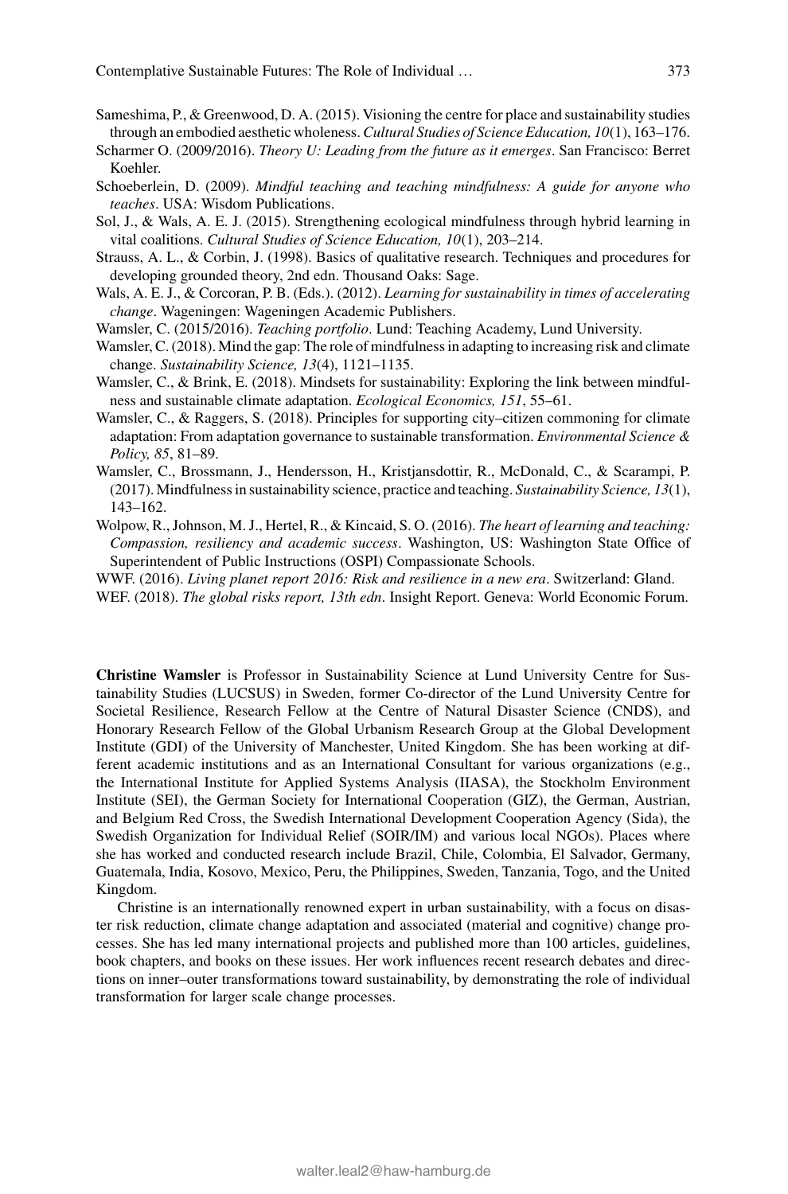Sameshima, P., & Greenwood, D. A. (2015). Visioning the centre for place and sustainability studies through an embodied aesthetic wholeness. *Cultural Studies of Science Education, 10*(1), 163–176.

Scharmer O. (2009/2016). *Theory U: Leading from the future as it emerges*. San Francisco: Berret Koehler.

Schoeberlein, D. (2009). *Mindful teaching and teaching mindfulness: A guide for anyone who teaches*. USA: Wisdom Publications.

Sol, J., & Wals, A. E. J. (2015). Strengthening ecological mindfulness through hybrid learning in vital coalitions. *Cultural Studies of Science Education, 10*(1), 203–214.

Strauss, A. L., & Corbin, J. (1998). Basics of qualitative research. Techniques and procedures for developing grounded theory, 2nd edn. Thousand Oaks: Sage.

Wals, A. E. J., & Corcoran, P. B. (Eds.). (2012). *Learning for sustainability in times of accelerating change*. Wageningen: Wageningen Academic Publishers.

Wamsler, C. (2015/2016). *Teaching portfolio*. Lund: Teaching Academy, Lund University.

Wamsler, C. (2018). Mind the gap: The role of mindfulness in adapting to increasing risk and climate change. *Sustainability Science, 13*(4), 1121–1135.

Wamsler, C., & Brink, E. (2018). Mindsets for sustainability: Exploring the link between mindfulness and sustainable climate adaptation. *Ecological Economics, 151*, 55–61.

Wamsler, C., & Raggers, S. (2018). Principles for supporting city–citizen commoning for climate adaptation: From adaptation governance to sustainable transformation. *Environmental Science & Policy, 85*, 81–89.

Wamsler, C., Brossmann, J., Hendersson, H., Kristjansdottir, R., McDonald, C., & Scarampi, P. (2017). Mindfulness in sustainability science, practice and teaching. *Sustainability Science, 13*(1), 143–162.

Wolpow, R., Johnson, M. J., Hertel, R., & Kincaid, S. O. (2016). *The heart of learning and teaching: Compassion, resiliency and academic success*. Washington, US: Washington State Office of Superintendent of Public Instructions (OSPI) Compassionate Schools.

WWF. (2016). *Living planet report 2016: Risk and resilience in a new era*. Switzerland: Gland.

WEF. (2018). *The global risks report, 13th edn*. Insight Report. Geneva: World Economic Forum.

**Christine Wamsler** is Professor in Sustainability Science at Lund University Centre for Sustainability Studies (LUCSUS) in Sweden, former Co-director of the Lund University Centre for Societal Resilience, Research Fellow at the Centre of Natural Disaster Science (CNDS), and Honorary Research Fellow of the Global Urbanism Research Group at the Global Development Institute (GDI) of the University of Manchester, United Kingdom. She has been working at different academic institutions and as an International Consultant for various organizations (e.g., the International Institute for Applied Systems Analysis (IIASA), the Stockholm Environment Institute (SEI), the German Society for International Cooperation (GIZ), the German, Austrian, and Belgium Red Cross, the Swedish International Development Cooperation Agency (Sida), the Swedish Organization for Individual Relief (SOIR/IM) and various local NGOs). Places where she has worked and conducted research include Brazil, Chile, Colombia, El Salvador, Germany, Guatemala, India, Kosovo, Mexico, Peru, the Philippines, Sweden, Tanzania, Togo, and the United Kingdom.

Christine is an internationally renowned expert in urban sustainability, with a focus on disaster risk reduction, climate change adaptation and associated (material and cognitive) change processes. She has led many international projects and published more than 100 articles, guidelines, book chapters, and books on these issues. Her work influences recent research debates and directions on inner–outer transformations toward sustainability, by demonstrating the role of individual transformation for larger scale change processes.